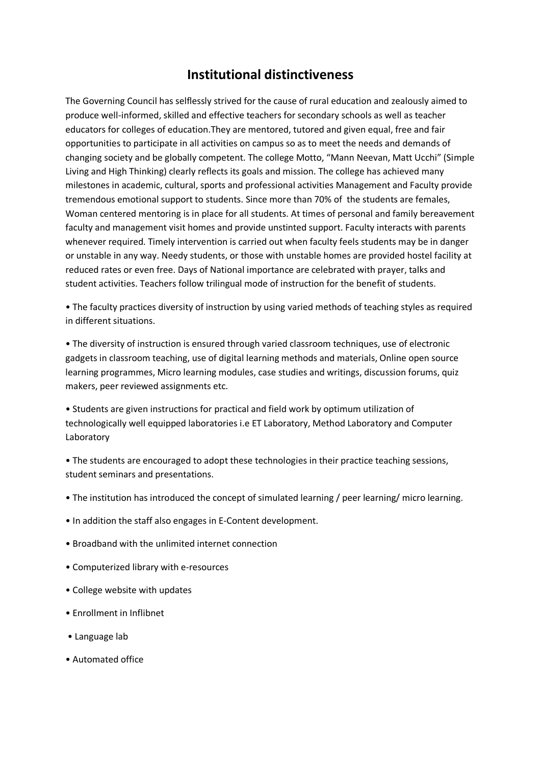# Institutional distinctiveness

The Governing Council has selflessly strived for the cause of rural education and zealously aimed to produce well-informed, skilled and effective teachers for secondary schools as well as teacher educators for colleges of education.They are mentored, tutored and given equal, free and fair opportunities to participate in all activities on campus so as to meet the needs and demands of changing society and be globally competent. The college Motto, "Mann Neevan, Matt Ucchi" (Simple Living and High Thinking) clearly reflects its goals and mission. The college has achieved many milestones in academic, cultural, sports and professional activities Management and Faculty provide tremendous emotional support to students. Since more than 70% of the students are females, Woman centered mentoring is in place for all students. At times of personal and family bereavement faculty and management visit homes and provide unstinted support. Faculty interacts with parents whenever required. Timely intervention is carried out when faculty feels students may be in danger or unstable in any way. Needy students, or those with unstable homes are provided hostel facility at reduced rates or even free. Days of National importance are celebrated with prayer, talks and student activities. Teachers follow trilingual mode of instruction for the benefit of students.

- The faculty practices diversity of instruction by using varied methods of teaching styles as required in different situations.
- The diversity of instruction is ensured through varied classroom techniques, use of electronic gadgets in classroom teaching, use of digital learning methods and materials, Online open source learning programmes, Micro learning modules, case studies and writings, discussion forums, quiz makers, peer reviewed assignments etc.
- Students are given instructions for practical and field work by optimum utilization of technologically well equipped laboratories i.e ET Laboratory, Method Laboratory and Computer Laboratory
- The students are encouraged to adopt these technologies in their practice teaching sessions, student seminars and presentations.
- The institution has introduced the concept of simulated learning / peer learning/ micro learning.
- In addition the staff also engages in E-Content development.
- Broadband with the unlimited internet connection
- Computerized library with e-resources
- College website with updates
- Enrollment in Inflibnet
- Language lab
- Automated office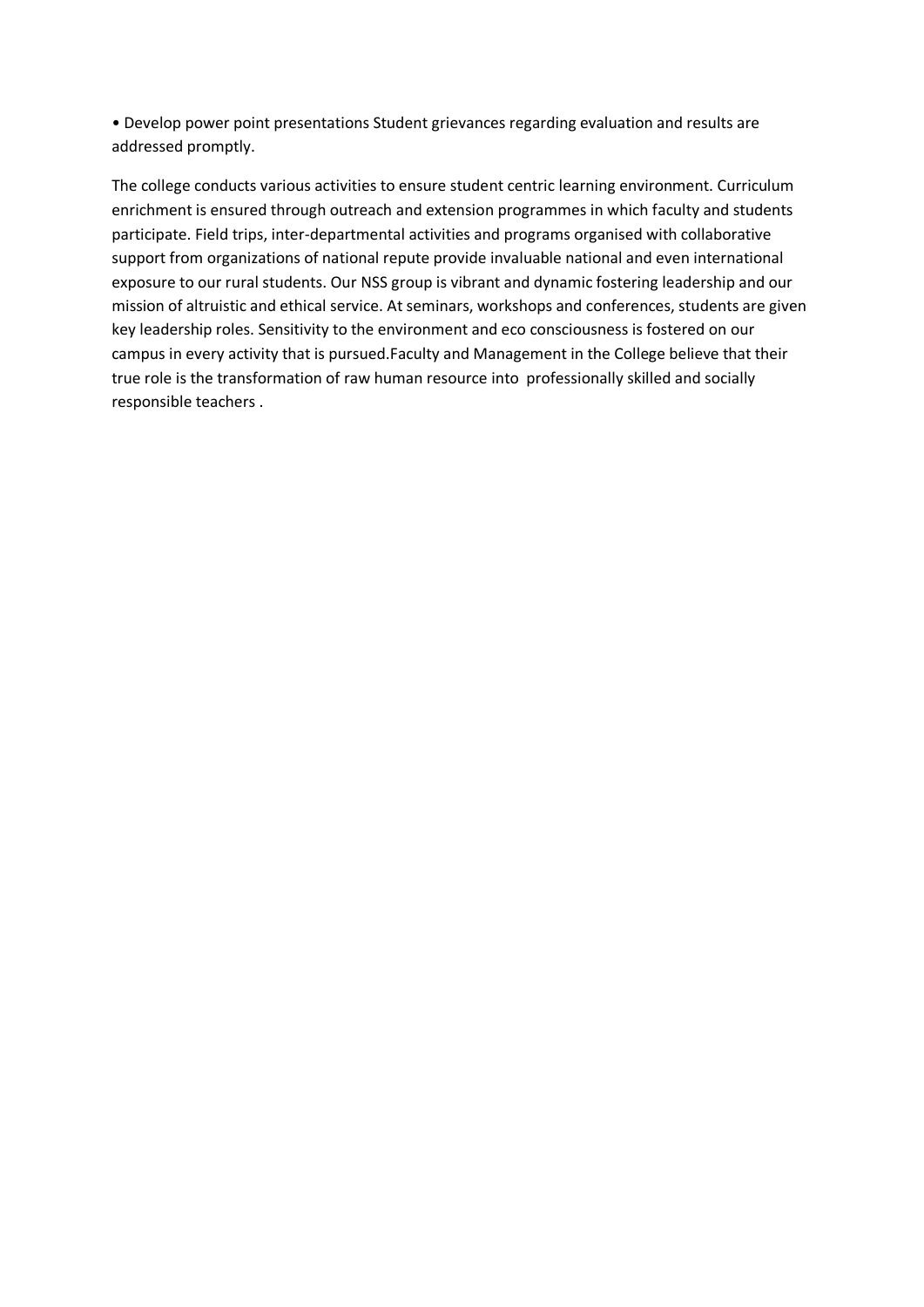• Develop power point presentations Student grievances regarding evaluation and results are addressed promptly.

The college conducts various activities to ensure student centric learning environment. Curriculum enrichment is ensured through outreach and extension programmes in which faculty and students participate. Field trips, inter-departmental activities and programs organised with collaborative support from organizations of national repute provide invaluable national and even international exposure to our rural students. Our NSS group is vibrant and dynamic fostering leadership and our mission of altruistic and ethical service. At seminars, workshops and conferences, students are given key leadership roles. Sensitivity to the environment and eco consciousness is fostered on our campus in every activity that is pursued.Faculty and Management in the College believe that their true role is the transformation of raw human resource into professionally skilled and socially responsible teachers .